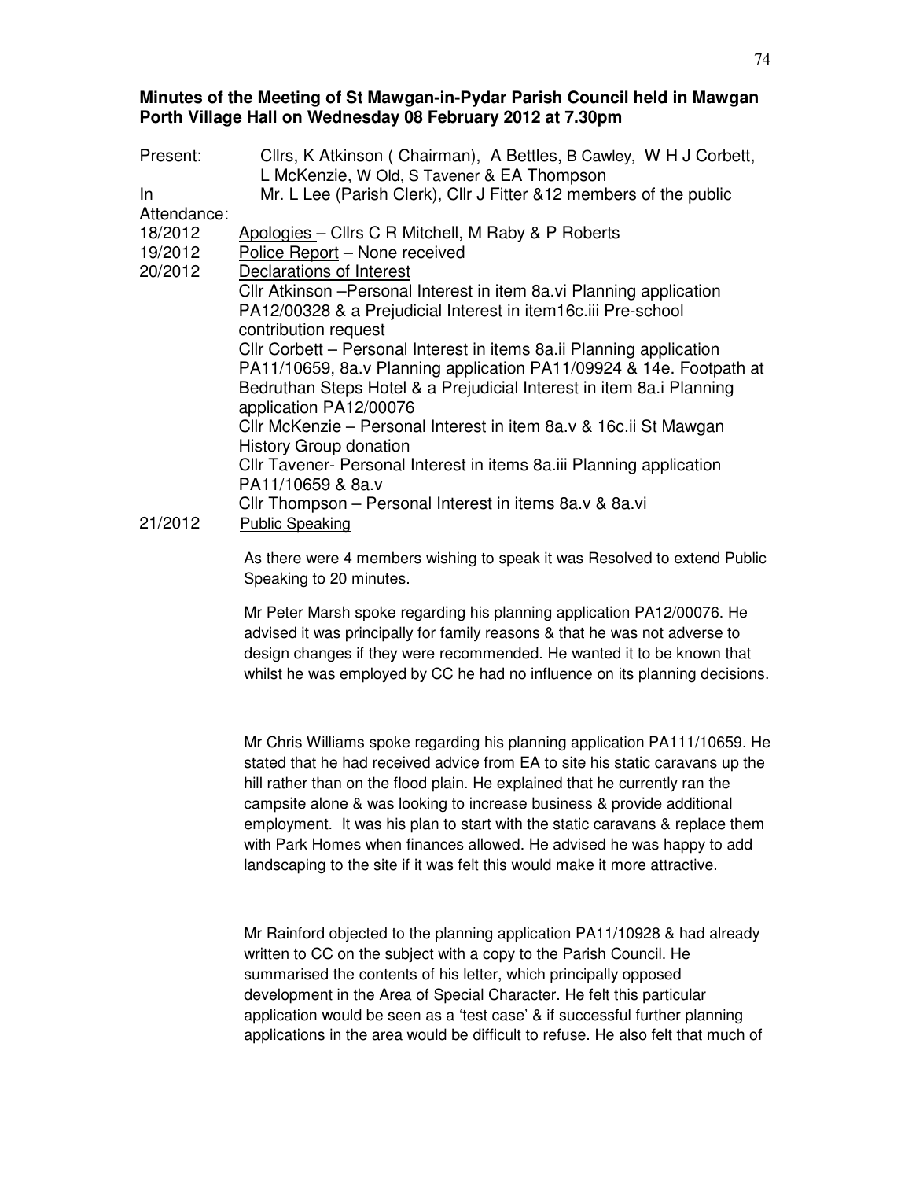**Minutes of the Meeting of St Mawgan-in-Pydar Parish Council held in Mawgan Porth Village Hall on Wednesday 08 February 2012 at 7.30pm**

Present: Cllrs, K Atkinson ( Chairman), A Bettles, B Cawley, W H J Corbett, L McKenzie, W Old, S Tavener & EA Thompson

In Attendance: Mr. L Lee (Parish Clerk), Cllr J Fitter &12 members of the public

18/2012 Apologies – Cllrs C R Mitchell, M Raby & P Roberts

19/2012 Police Report – None received

20/2012 Declarations of Interest

Cllr Atkinson –Personal Interest in item 8a.vi Planning application PA12/00328 & a Prejudicial Interest in item16c.iii Pre-school contribution request

Cllr Corbett – Personal Interest in items 8a.ii Planning application PA11/10659, 8a.v Planning application PA11/09924 & 14e. Footpath at Bedruthan Steps Hotel & a Prejudicial Interest in item 8a.i Planning application PA12/00076

Cllr McKenzie – Personal Interest in item 8a.v & 16c.ii St Mawgan History Group donation

Cllr Tavener- Personal Interest in items 8a.iii Planning application PA11/10659 & 8a.v

Cllr Thompson – Personal Interest in items 8a.v & 8a.vi

21/2012 Public Speaking

As there were 4 members wishing to speak it was Resolved to extend Public Speaking to 20 minutes.

Mr Peter Marsh spoke regarding his planning application PA12/00076. He advised it was principally for family reasons & that he was not adverse to design changes if they were recommended. He wanted it to be known that whilst he was employed by CC he had no influence on its planning decisions.

Mr Chris Williams spoke regarding his planning application PA111/10659. He stated that he had received advice from EA to site his static caravans up the hill rather than on the flood plain. He explained that he currently ran the campsite alone & was looking to increase business & provide additional employment. It was his plan to start with the static caravans & replace them with Park Homes when finances allowed. He advised he was happy to add landscaping to the site if it was felt this would make it more attractive.

Mr Rainford objected to the planning application PA11/10928 & had already written to CC on the subject with a copy to the Parish Council. He summarised the contents of his letter, which principally opposed development in the Area of Special Character. He felt this particular application would be seen as a 'test case' & if successful further planning applications in the area would be difficult to refuse. He also felt that much of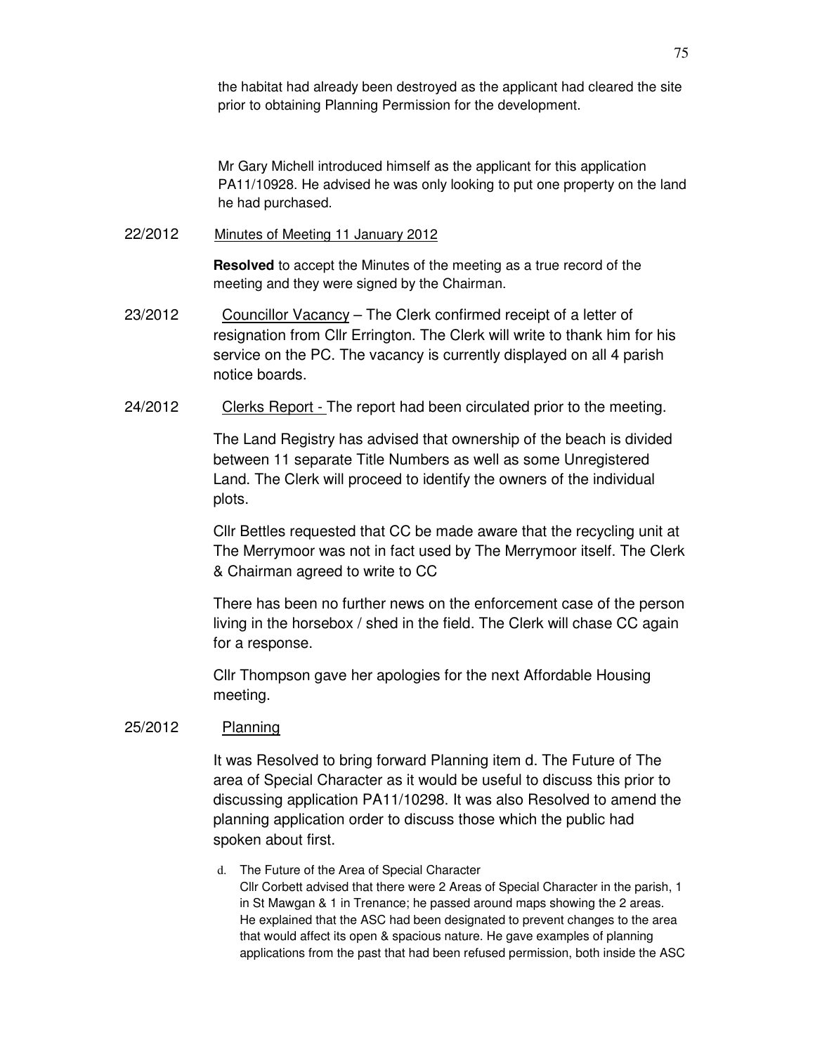the habitat had already been destroyed as the applicant had cleared the site prior to obtaining Planning Permission for the development.

Mr Gary Michell introduced himself as the applicant for this application PA11/10928. He advised he was only looking to put one property on the land he had purchased.

22/2012 Minutes of Meeting 11 January 2012

**Resolved** to accept the Minutes of the meeting as a true record of the meeting and they were signed by the Chairman.

23/2012 Councillor Vacancy – The Clerk confirmed receipt of a letter of resignation from Cllr Errington. The Clerk will write to thank him for his service on the PC. The vacancy is currently displayed on all 4 parish notice boards.

24/2012 Clerks Report - The report had been circulated prior to the meeting.

The Land Registry has advised that ownership of the beach is divided between 11 separate Title Numbers as well as some Unregistered Land. The Clerk will proceed to identify the owners of the individual plots.

Cllr Bettles requested that CC be made aware that the recycling unit at The Merrymoor was not in fact used by The Merrymoor itself. The Clerk & Chairman agreed to write to CC

There has been no further news on the enforcement case of the person living in the horsebox / shed in the field. The Clerk will chase CC again for a response.

Cllr Thompson gave her apologies for the next Affordable Housing meeting.

25/2012 Planning

It was Resolved to bring forward Planning item d. The Future of The area of Special Character as it would be useful to discuss this prior to discussing application PA11/10298. It was also Resolved to amend the planning application order to discuss those which the public had spoken about first.

d. The Future of the Area of Special Character
Cllr Corbett advised that there were 2 Areas of Special Character in the parish, 1 in St Mawgan & 1 in Trenance; he passed around maps showing the 2 areas. He explained that the ASC had been designated to prevent changes to the area that would affect its open & spacious nature. He gave examples of planning applications from the past that had been refused permission, both inside the ASC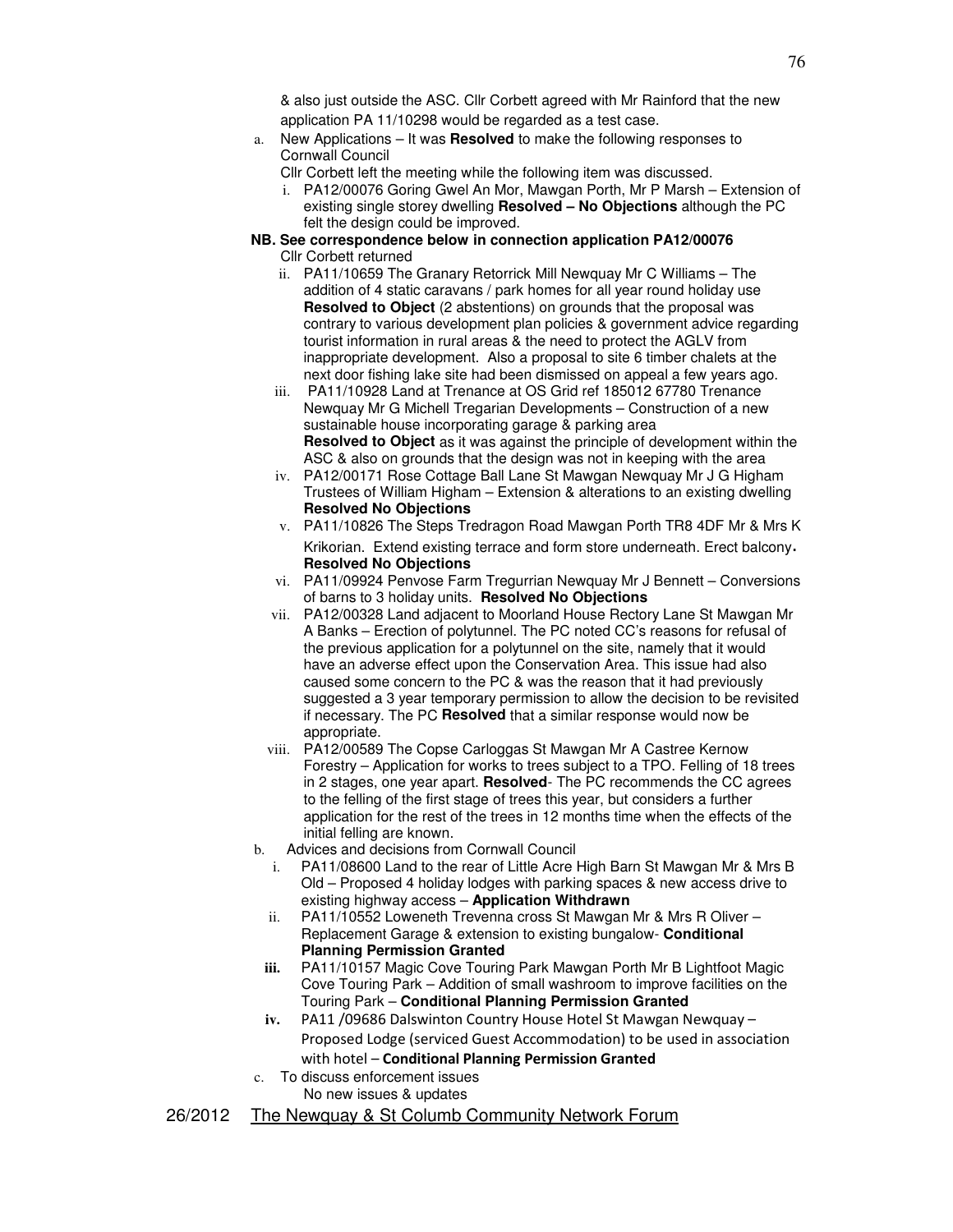& also just outside the ASC. Cllr Corbett agreed with Mr Rainford that the new application PA 11/10298 would be regarded as a test case.

a. New Applications – It was **Resolved** to make the following responses to Cornwall Council

   Cllr Corbett left the meeting while the following item was discussed.

   i. PA12/00076 Goring Gwel An Mor, Mawgan Porth, Mr P Marsh – Extension of existing single storey dwelling **Resolved – No Objections** although the PC felt the design could be improved.

**NB. See correspondence below in connection application PA12/00076**

   Cllr Corbett returned

   ii. PA11/10659 The Granary Retorrick Mill Newquay Mr C Williams – The addition of 4 static caravans / park homes for all year round holiday use **Resolved to Object** (2 abstentions) on grounds that the proposal was contrary to various development plan policies & government advice regarding tourist information in rural areas & the need to protect the AGLV from inappropriate development. Also a proposal to site 6 timber chalets at the next door fishing lake site had been dismissed on appeal a few years ago.

   iii. PA11/10928 Land at Trenance at OS Grid ref 185012 67780 Trenance Newquay Mr G Michell Tregarian Developments – Construction of a new sustainable house incorporating garage & parking area **Resolved to Object** as it was against the principle of development within the ASC & also on grounds that the design was not in keeping with the area

   iv. PA12/00171 Rose Cottage Ball Lane St Mawgan Newquay Mr J G Higham Trustees of William Higham – Extension & alterations to an existing dwelling **Resolved No Objections**

   v. PA11/10826 The Steps Tredragon Road Mawgan Porth TR8 4DF Mr & Mrs K Krikorian. Extend existing terrace and form store underneath. Erect balcony**.** **Resolved No Objections**

   vi. PA11/09924 Penvose Farm Tregurrian Newquay Mr J Bennett – Conversions of barns to 3 holiday units. **Resolved No Objections**

   vii. PA12/00328 Land adjacent to Moorland House Rectory Lane St Mawgan Mr A Banks – Erection of polytunnel. The PC noted CC's reasons for refusal of the previous application for a polytunnel on the site, namely that it would have an adverse effect upon the Conservation Area. This issue had also caused some concern to the PC & was the reason that it had previously suggested a 3 year temporary permission to allow the decision to be revisited if necessary. The PC **Resolved** that a similar response would now be appropriate.

   viii. PA12/00589 The Copse Carloggas St Mawgan Mr A Castree Kernow Forestry – Application for works to trees subject to a TPO. Felling of 18 trees in 2 stages, one year apart. **Resolved**- The PC recommends the CC agrees to the felling of the first stage of trees this year, but considers a further application for the rest of the trees in 12 months time when the effects of the initial felling are known.

b. Advices and decisions from Cornwall Council

   i. PA11/08600 Land to the rear of Little Acre High Barn St Mawgan Mr & Mrs B Old – Proposed 4 holiday lodges with parking spaces & new access drive to existing highway access – **Application Withdrawn**

   ii. PA11/10552 Loweneth Trevenna cross St Mawgan Mr & Mrs R Oliver – Replacement Garage & extension to existing bungalow- **Conditional Planning Permission Granted**

   **iii.** PA11/10157 Magic Cove Touring Park Mawgan Porth Mr B Lightfoot Magic Cove Touring Park – Addition of small washroom to improve facilities on the Touring Park – **Conditional Planning Permission Granted**

   **iv.** PA11 /09686 Dalswinton Country House Hotel St Mawgan Newquay – Proposed Lodge (serviced Guest Accommodation) to be used in association with hotel – **Conditional Planning Permission Granted**

c. To discuss enforcement issues

   No new issues & updates

26/2012 The Newquay & St Columb Community Network Forum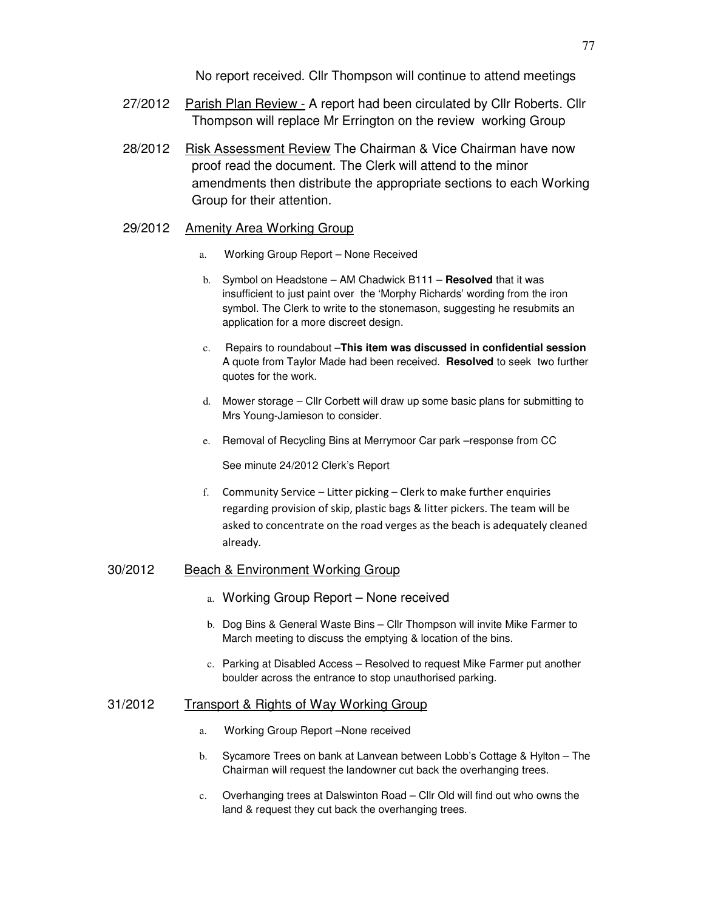No report received. Cllr Thompson will continue to attend meetings

27/2012 <u>Parish Plan Review -</u> A report had been circulated by Cllr Roberts. Cllr Thompson will replace Mr Errington on the review working Group

28/2012 <u>Risk Assessment Review</u> The Chairman & Vice Chairman have now proof read the document. The Clerk will attend to the minor amendments then distribute the appropriate sections to each Working Group for their attention.

29/2012 <u>Amenity Area Working Group</u>

a. Working Group Report – None Received

b. Symbol on Headstone – AM Chadwick B111 – **Resolved** that it was insufficient to just paint over the 'Morphy Richards' wording from the iron symbol. The Clerk to write to the stonemason, suggesting he resubmits an application for a more discreet design.

c. Repairs to roundabout –**This item was discussed in confidential session** A quote from Taylor Made had been received. **Resolved** to seek two further quotes for the work.

d. Mower storage – Cllr Corbett will draw up some basic plans for submitting to Mrs Young-Jamieson to consider.

e. Removal of Recycling Bins at Merrymoor Car park –response from CC

   See minute 24/2012 Clerk's Report

f. Community Service – Litter picking – Clerk to make further enquiries regarding provision of skip, plastic bags & litter pickers. The team will be asked to concentrate on the road verges as the beach is adequately cleaned already.

30/2012 <u>Beach & Environment Working Group</u>

a. Working Group Report – None received

b. Dog Bins & General Waste Bins – Cllr Thompson will invite Mike Farmer to March meeting to discuss the emptying & location of the bins.

c. Parking at Disabled Access – Resolved to request Mike Farmer put another boulder across the entrance to stop unauthorised parking.

31/2012 <u>Transport & Rights of Way Working Group</u>

a. Working Group Report –None received

b. Sycamore Trees on bank at Lanvean between Lobb's Cottage & Hylton – The Chairman will request the landowner cut back the overhanging trees.

c. Overhanging trees at Dalswinton Road – Cllr Old will find out who owns the land & request they cut back the overhanging trees.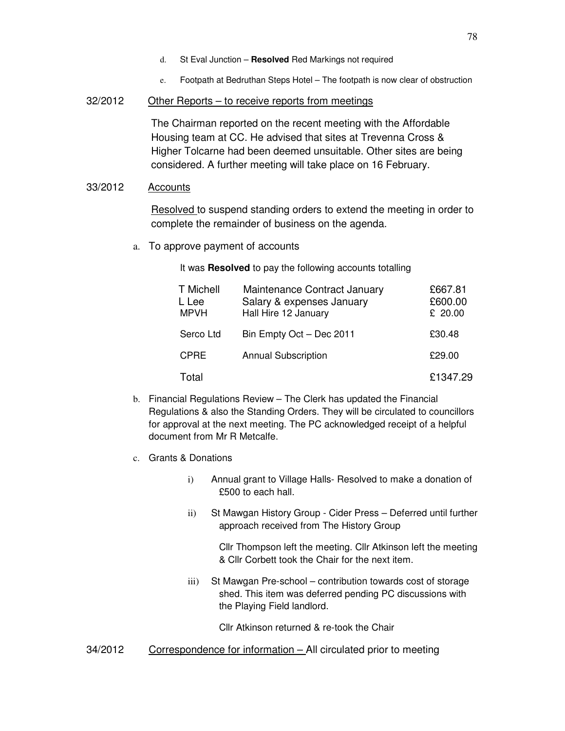d. St Eval Junction – **Resolved** Red Markings not required

e. Footpath at Bedruthan Steps Hotel – The footpath is now clear of obstruction

32/2012 Other Reports – to receive reports from meetings

The Chairman reported on the recent meeting with the Affordable Housing team at CC. He advised that sites at Trevenna Cross & Higher Tolcarne had been deemed unsuitable. Other sites are being considered. A further meeting will take place on 16 February.

33/2012 Accounts

Resolved to suspend standing orders to extend the meeting in order to complete the remainder of business on the agenda.

a. To approve payment of accounts

It was **Resolved** to pay the following accounts totalling

| | | |
|---|---|---|
| T Michell | Maintenance Contract January | £667.81 |
| L Lee | Salary & expenses January | £600.00 |
| MPVH | Hall Hire 12 January | £ 20.00 |
| Serco Ltd | Bin Empty Oct – Dec 2011 | £30.48 |
| CPRE | Annual Subscription | £29.00 |
| Total | | £1347.29 |

b. Financial Regulations Review – The Clerk has updated the Financial Regulations & also the Standing Orders. They will be circulated to councillors for approval at the next meeting. The PC acknowledged receipt of a helpful document from Mr R Metcalfe.

c. Grants & Donations

i) Annual grant to Village Halls- Resolved to make a donation of £500 to each hall.

ii) St Mawgan History Group - Cider Press – Deferred until further approach received from The History Group

Cllr Thompson left the meeting. Cllr Atkinson left the meeting & Cllr Corbett took the Chair for the next item.

iii) St Mawgan Pre-school – contribution towards cost of storage shed. This item was deferred pending PC discussions with the Playing Field landlord.

Cllr Atkinson returned & re-took the Chair

34/2012 Correspondence for information – All circulated prior to meeting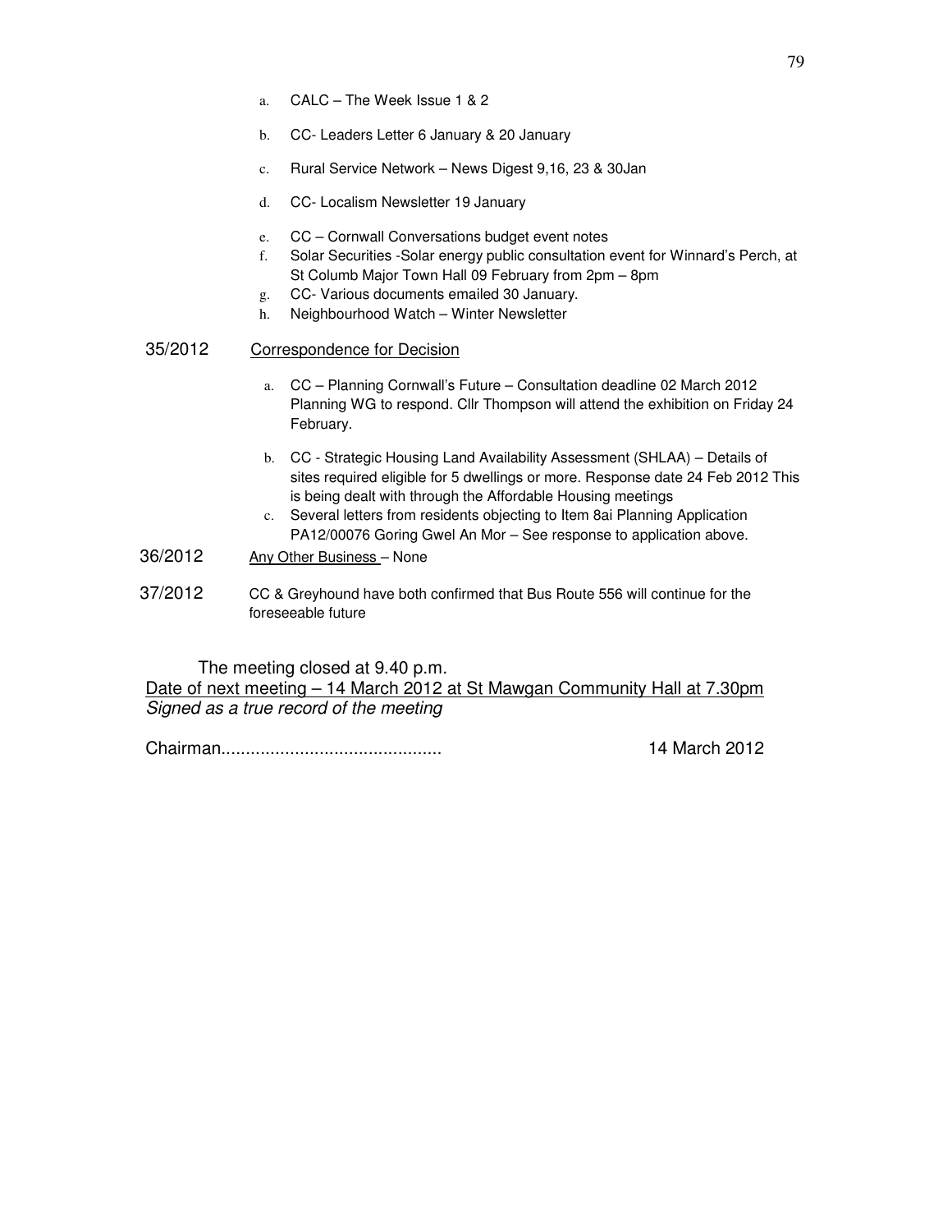a. CALC – The Week Issue 1 & 2

b. CC- Leaders Letter 6 January & 20 January

c. Rural Service Network – News Digest 9,16, 23 & 30Jan

d. CC- Localism Newsletter 19 January

e. CC – Cornwall Conversations budget event notes

f. Solar Securities -Solar energy public consultation event for Winnard's Perch, at St Columb Major Town Hall 09 February from 2pm – 8pm

g. CC- Various documents emailed 30 January.

h. Neighbourhood Watch – Winter Newsletter

35/2012 Correspondence for Decision

a. CC – Planning Cornwall's Future – Consultation deadline 02 March 2012 Planning WG to respond. Cllr Thompson will attend the exhibition on Friday 24 February.

b. CC - Strategic Housing Land Availability Assessment (SHLAA) – Details of sites required eligible for 5 dwellings or more. Response date 24 Feb 2012 This is being dealt with through the Affordable Housing meetings

c. Several letters from residents objecting to Item 8ai Planning Application PA12/00076 Goring Gwel An Mor – See response to application above.

36/2012 Any Other Business – None

37/2012 CC & Greyhound have both confirmed that Bus Route 556 will continue for the foreseeable future

The meeting closed at 9.40 p.m.

Date of next meeting – 14 March 2012 at St Mawgan Community Hall at 7.30pm

*Signed as a true record of the meeting*

Chairman............................................ 14 March 2012